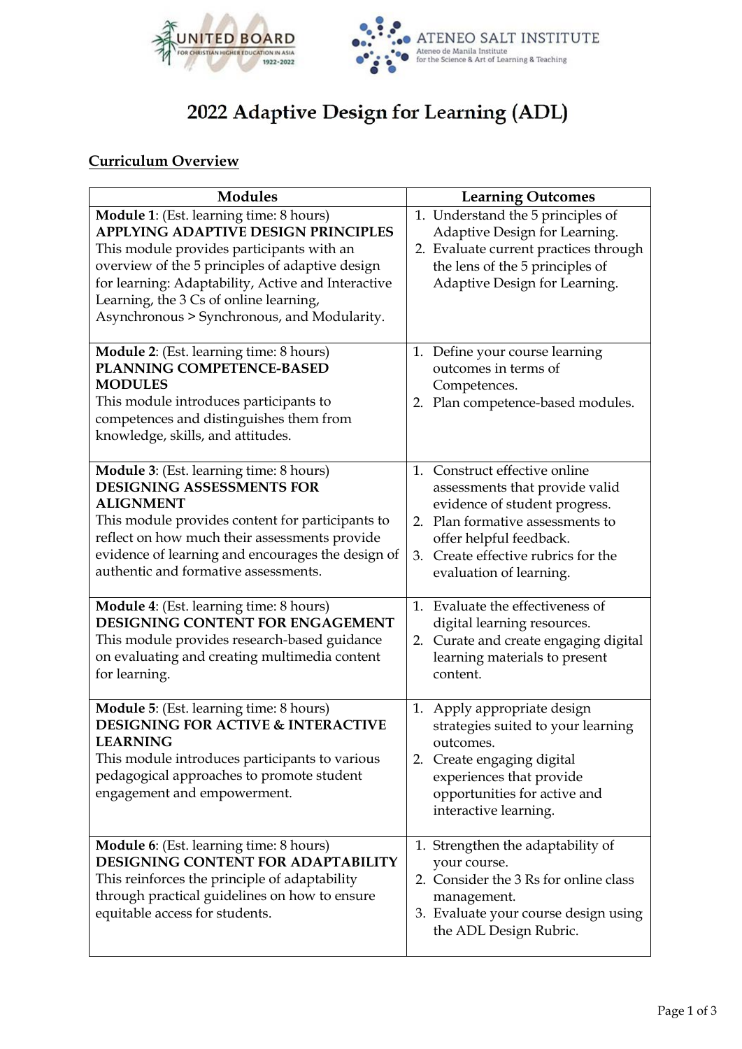# 2022 Adaptive Design for Learning (ADL)

## Curriculum Overview

| Modules | Learning Outcomes |
|---|---|
| **Module 1**: (Est. learning time: 8 hours)<br>**APPLYING ADAPTIVE DESIGN PRINCIPLES**<br>This module provides participants with an overview of the 5 principles of adaptive design for learning: Adaptability, Active and Interactive Learning, the 3 Cs of online learning, Asynchronous > Synchronous, and Modularity. | 1. Understand the 5 principles of Adaptive Design for Learning.<br>2. Evaluate current practices through the lens of the 5 principles of Adaptive Design for Learning. |
| **Module 2**: (Est. learning time: 8 hours)<br>**PLANNING COMPETENCE-BASED MODULES**<br>This module introduces participants to competences and distinguishes them from knowledge, skills, and attitudes. | 1. Define your course learning outcomes in terms of Competences.<br>2. Plan competence-based modules. |
| **Module 3**: (Est. learning time: 8 hours)<br>**DESIGNING ASSESSMENTS FOR ALIGNMENT**<br>This module provides content for participants to reflect on how much their assessments provide evidence of learning and encourages the design of authentic and formative assessments. | 1. Construct effective online assessments that provide valid evidence of student progress.<br>2. Plan formative assessments to offer helpful feedback.<br>3. Create effective rubrics for the evaluation of learning. |
| **Module 4**: (Est. learning time: 8 hours)<br>**DESIGNING CONTENT FOR ENGAGEMENT**<br>This module provides research-based guidance on evaluating and creating multimedia content for learning. | 1. Evaluate the effectiveness of digital learning resources.<br>2. Curate and create engaging digital learning materials to present content. |
| **Module 5**: (Est. learning time: 8 hours)<br>**DESIGNING FOR ACTIVE & INTERACTIVE LEARNING**<br>This module introduces participants to various pedagogical approaches to promote student engagement and empowerment. | 1. Apply appropriate design strategies suited to your learning outcomes.<br>2. Create engaging digital experiences that provide opportunities for active and interactive learning. |
| **Module 6**: (Est. learning time: 8 hours)<br>**DESIGNING CONTENT FOR ADAPTABILITY**<br>This reinforces the principle of adaptability through practical guidelines on how to ensure equitable access for students. | 1. Strengthen the adaptability of your course.<br>2. Consider the 3 Rs for online class management.<br>3. Evaluate your course design using the ADL Design Rubric. |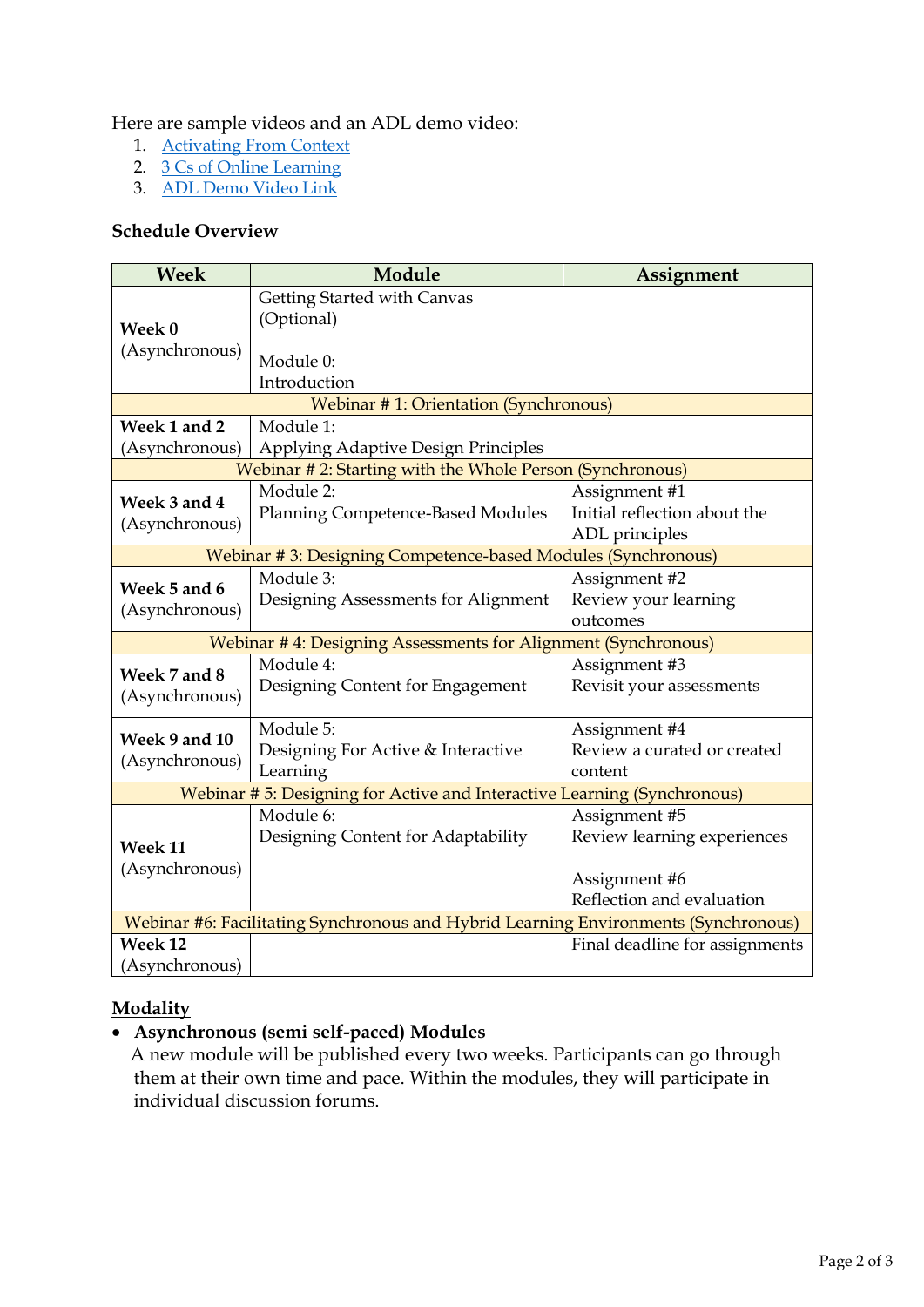Here are sample videos and an ADL demo video:

1. Activating From Context
2. 3 Cs of Online Learning
3. ADL Demo Video Link

**Schedule Overview**

| Week | Module | Assignment |
|---|---|---|
| **Week 0** (Asynchronous) | Getting Started with Canvas (Optional)<br><br>Module 0: Introduction | |
| Webinar # 1: Orientation (Synchronous) | | |
| **Week 1 and 2** (Asynchronous) | Module 1: Applying Adaptive Design Principles | |
| Webinar # 2: Starting with the Whole Person (Synchronous) | | |
| **Week 3 and 4** (Asynchronous) | Module 2: Planning Competence-Based Modules | Assignment #1 Initial reflection about the ADL principles |
| Webinar # 3: Designing Competence-based Modules (Synchronous) | | |
| **Week 5 and 6** (Asynchronous) | Module 3: Designing Assessments for Alignment | Assignment #2 Review your learning outcomes |
| Webinar # 4: Designing Assessments for Alignment (Synchronous) | | |
| **Week 7 and 8** (Asynchronous) | Module 4: Designing Content for Engagement | Assignment #3 Revisit your assessments |
| **Week 9 and 10** (Asynchronous) | Module 5: Designing For Active & Interactive Learning | Assignment #4 Review a curated or created content |
| Webinar # 5: Designing for Active and Interactive Learning (Synchronous) | | |
| **Week 11** (Asynchronous) | Module 6: Designing Content for Adaptability | Assignment #5 Review learning experiences<br><br>Assignment #6 Reflection and evaluation |
| Webinar #6: Facilitating Synchronous and Hybrid Learning Environments (Synchronous) | | |
| **Week 12** (Asynchronous) | | Final deadline for assignments |

**Modality**

- **Asynchronous (semi self-paced) Modules**
  A new module will be published every two weeks. Participants can go through them at their own time and pace. Within the modules, they will participate in individual discussion forums.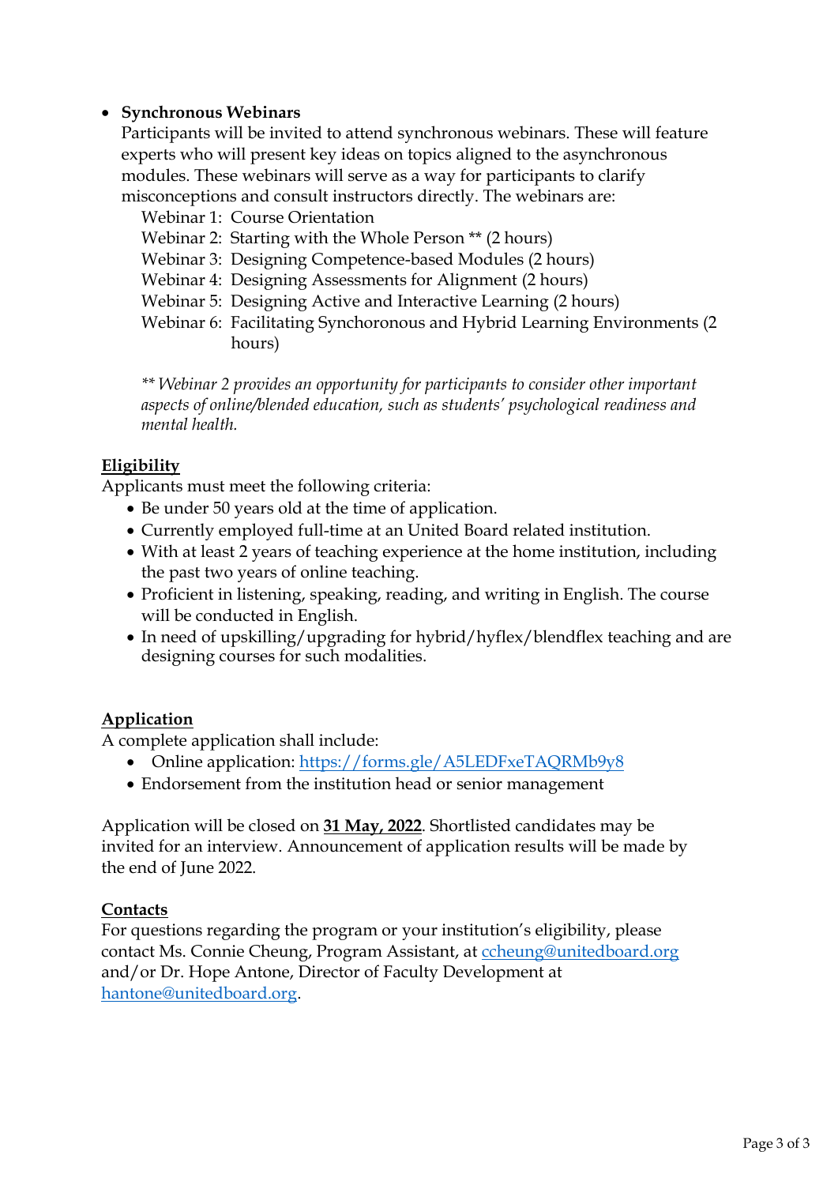- **Synchronous Webinars**
  Participants will be invited to attend synchronous webinars. These will feature experts who will present key ideas on topics aligned to the asynchronous modules. These webinars will serve as a way for participants to clarify misconceptions and consult instructors directly. The webinars are:
  - Webinar 1: Course Orientation
  - Webinar 2: Starting with the Whole Person ** (2 hours)
  - Webinar 3: Designing Competence-based Modules (2 hours)
  - Webinar 4: Designing Assessments for Alignment (2 hours)
  - Webinar 5: Designing Active and Interactive Learning (2 hours)
  - Webinar 6: Facilitating Synchoronous and Hybrid Learning Environments (2 hours)

  *** Webinar 2 provides an opportunity for participants to consider other important aspects of online/blended education, such as students' psychological readiness and mental health.*

## Eligibility

Applicants must meet the following criteria:

- Be under 50 years old at the time of application.
- Currently employed full-time at an United Board related institution.
- With at least 2 years of teaching experience at the home institution, including the past two years of online teaching.
- Proficient in listening, speaking, reading, and writing in English. The course will be conducted in English.
- In need of upskilling/upgrading for hybrid/hyflex/blendflex teaching and are designing courses for such modalities.

## Application

A complete application shall include:

- Online application: https://forms.gle/A5LEDFxeTAQRMb9y8
- Endorsement from the institution head or senior management

Application will be closed on **31 May, 2022**. Shortlisted candidates may be invited for an interview. Announcement of application results will be made by the end of June 2022.

## Contacts

For questions regarding the program or your institution's eligibility, please contact Ms. Connie Cheung, Program Assistant, at ccheung@unitedboard.org and/or Dr. Hope Antone, Director of Faculty Development at hantone@unitedboard.org.